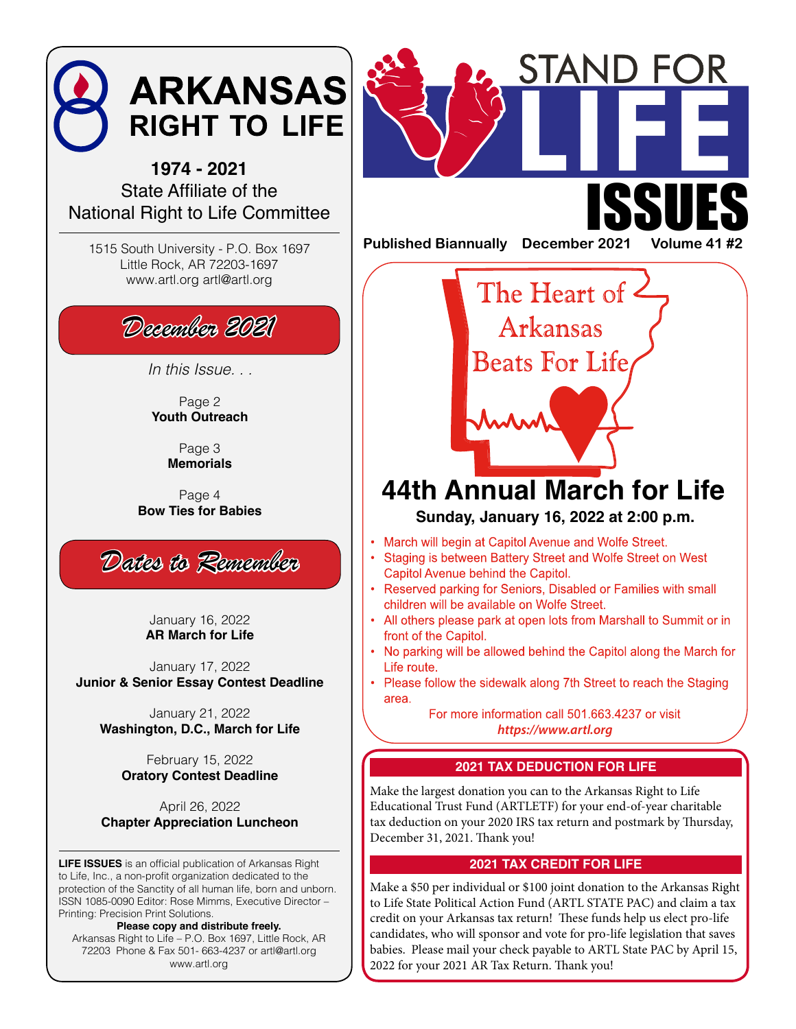# ARKANSAS RIGHT TO LIFE

**1974 - 2021**
State Affiliate of the
National Right to Life Committee

1515 South University - P.O. Box 1697
Little Rock, AR 72203-1697
www.artl.org artl@artl.org

## December 2021

*In this Issue. . .*

Page 2
**Youth Outreach**

Page 3
**Memorials**

Page 4
**Bow Ties for Babies**

## Dates to Remember

January 16, 2022
**AR March for Life**

January 17, 2022
**Junior & Senior Essay Contest Deadline**

January 21, 2022
**Washington, D.C., March for Life**

February 15, 2022
**Oratory Contest Deadline**

April 26, 2022
**Chapter Appreciation Luncheon**

**LIFE ISSUES** is an official publication of Arkansas Right to Life, Inc., a non-profit organization dedicated to the protection of the Sanctity of all human life, born and unborn. ISSN 1085-0090 Editor: Rose Mimms, Executive Director – Printing: Precision Print Solutions.

**Please copy and distribute freely.**
Arkansas Right to Life – P.O. Box 1697, Little Rock, AR 72203 Phone & Fax 501- 663-4237 or artl@artl.org
www.artl.org

# STAND FOR LIFE ISSUES

**Published Biannually December 2021 Volume 41 #2**

The Heart of Arkansas Beats For Life

## 44th Annual March for Life

**Sunday, January 16, 2022 at 2:00 p.m.**

- March will begin at Capitol Avenue and Wolfe Street.
- Staging is between Battery Street and Wolfe Street on West Capitol Avenue behind the Capitol.
- Reserved parking for Seniors, Disabled or Families with small children will be available on Wolfe Street.
- All others please park at open lots from Marshall to Summit or in front of the Capitol.
- No parking will be allowed behind the Capitol along the March for Life route.
- Please follow the sidewalk along 7th Street to reach the Staging area.

For more information call 501.663.4237 or visit
***https://www.artl.org***

### 2021 TAX DEDUCTION FOR LIFE

Make the largest donation you can to the Arkansas Right to Life Educational Trust Fund (ARTLETF) for your end-of-year charitable tax deduction on your 2020 IRS tax return and postmark by Thursday, December 31, 2021. Thank you!

### 2021 TAX CREDIT FOR LIFE

Make a $50 per individual or $100 joint donation to the Arkansas Right to Life State Political Action Fund (ARTL STATE PAC) and claim a tax credit on your Arkansas tax return! These funds help us elect pro-life candidates, who will sponsor and vote for pro-life legislation that saves babies. Please mail your check payable to ARTL State PAC by April 15, 2022 for your 2021 AR Tax Return. Thank you!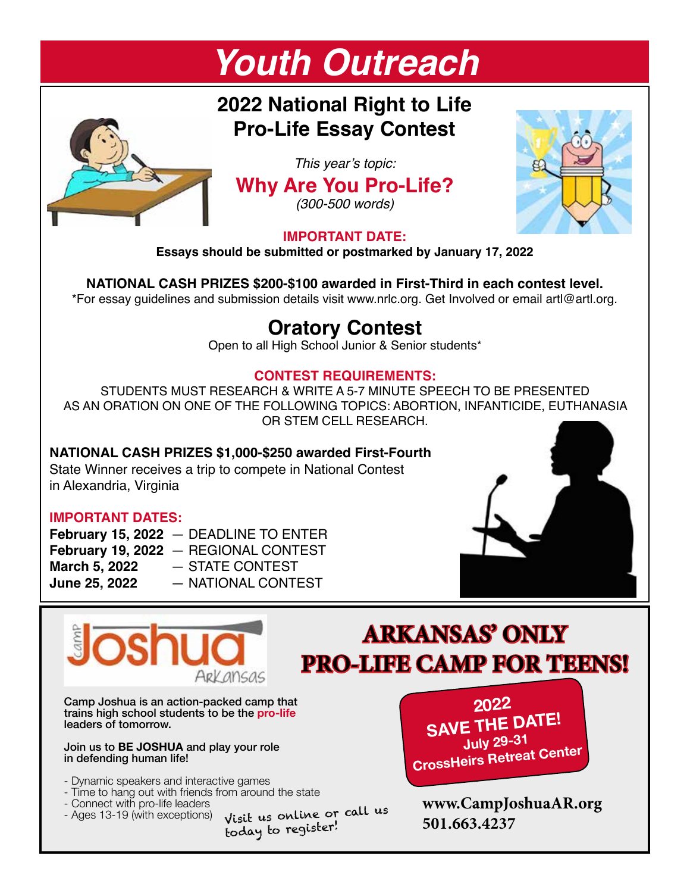# Youth Outreach

## 2022 National Right to Life Pro-Life Essay Contest

*This year's topic:*

### Why Are You Pro-Life?

*(300-500 words)*

**IMPORTANT DATE:**

**Essays should be submitted or postmarked by January 17, 2022**

**NATIONAL CASH PRIZES $200-$100 awarded in First-Third in each contest level.**

*For essay guidelines and submission details visit www.nrlc.org. Get Involved or email artl@artl.org.

## Oratory Contest

Open to all High School Junior & Senior students*

**CONTEST REQUIREMENTS:**

STUDENTS MUST RESEARCH & WRITE A 5-7 MINUTE SPEECH TO BE PRESENTED AS AN ORATION ON ONE OF THE FOLLOWING TOPICS: ABORTION, INFANTICIDE, EUTHANASIA OR STEM CELL RESEARCH.

**NATIONAL CASH PRIZES $1,000-$250 awarded First-Fourth**

State Winner receives a trip to compete in National Contest in Alexandria, Virginia

**IMPORTANT DATES:**

**February 15, 2022** — DEADLINE TO ENTER
**February 19, 2022** — REGIONAL CONTEST
**March 5, 2022** — STATE CONTEST
**June 25, 2022** — NATIONAL CONTEST

## Camp Joshua Arkansas

## ARKANSAS' ONLY PRO-LIFE CAMP FOR TEENS!

Camp Joshua is an action-packed camp that trains high school students to be the pro-life leaders of tomorrow.

Join us to **BE JOSHUA** and play your role in defending human life!

- Dynamic speakers and interactive games
- Time to hang out with friends from around the state
- Connect with pro-life leaders
- Ages 13-19 (with exceptions)

**2022 SAVE THE DATE!**
**July 29-31**
**CrossHeirs Retreat Center**

Visit us online or call us today to register!

**www.CampJoshuaAR.org**
**501.663.4237**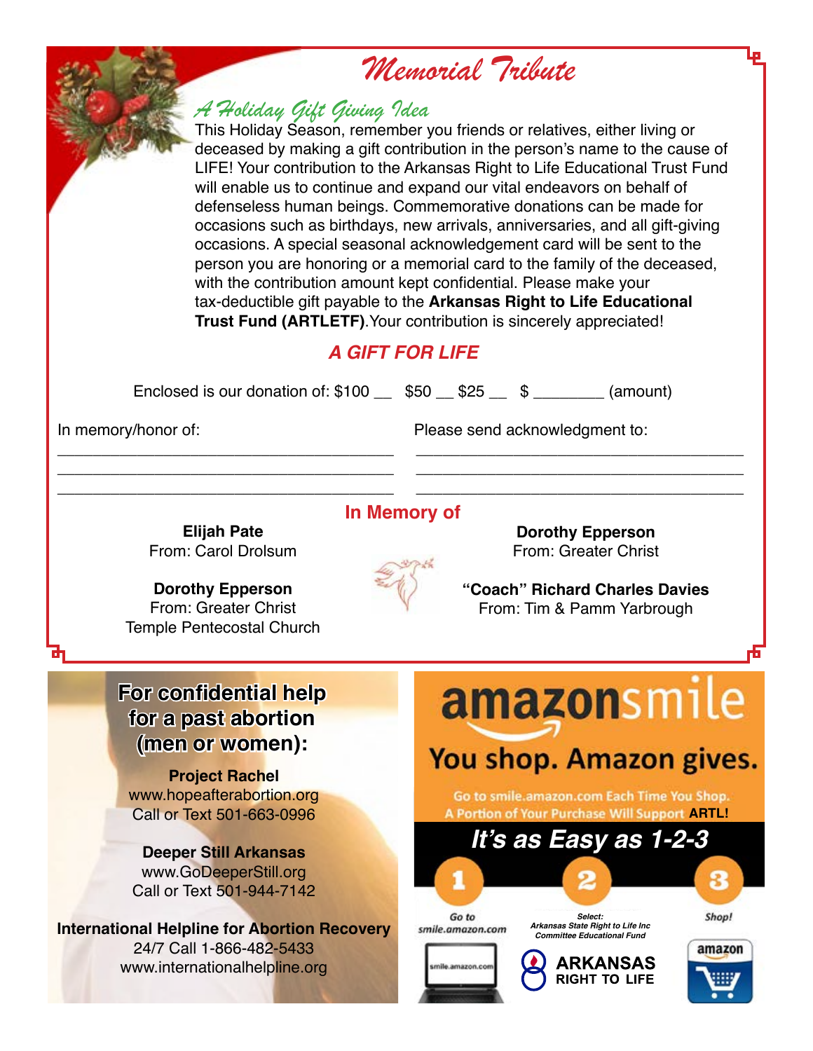# Memorial Tribute

## *A Holiday Gift Giving Idea*

This Holiday Season, remember you friends or relatives, either living or deceased by making a gift contribution in the person's name to the cause of LIFE! Your contribution to the Arkansas Right to Life Educational Trust Fund will enable us to continue and expand our vital endeavors on behalf of defenseless human beings. Commemorative donations can be made for occasions such as birthdays, new arrivals, anniversaries, and all gift-giving occasions. A special seasonal acknowledgement card will be sent to the person you are honoring or a memorial card to the family of the deceased, with the contribution amount kept confidential. Please make your tax-deductible gift payable to the **Arkansas Right to Life Educational Trust Fund (ARTLETF)**. Your contribution is sincerely appreciated!

### *A GIFT FOR LIFE*

Enclosed is our donation of: $100 __ $50 __ $25 __ $ ________ (amount)

In memory/honor of:

______________________________________
______________________________________
______________________________________

Please send acknowledgment to:

______________________________________
______________________________________
______________________________________

### In Memory of

**Elijah Pate**
From: Carol Drolsum

**Dorothy Epperson**
From: Greater Christ Temple Pentecostal Church

**Dorothy Epperson**
From: Greater Christ

**"Coach" Richard Charles Davies**
From: Tim & Pamm Yarbrough

---

## For confidential help for a past abortion (men or women):

**Project Rachel**
www.hopeafterabortion.org
Call or Text 501-663-0996

**Deeper Still Arkansas**
www.GoDeeperStill.org
Call or Text 501-944-7142

**International Helpline for Abortion Recovery**
24/7 Call 1-866-482-5433
www.internationalhelpline.org

---

## amazonsmile

**You shop. Amazon gives.**

Go to smile.amazon.com Each Time You Shop.
A Portion of Your Purchase Will Support **ARTL!**

### *It's as Easy as 1-2-3*

1. Go to smile.amazon.com
2. Select: Arkansas State Right to Life Inc Committee Educational Fund
3. Shop!

ARKANSAS RIGHT TO LIFE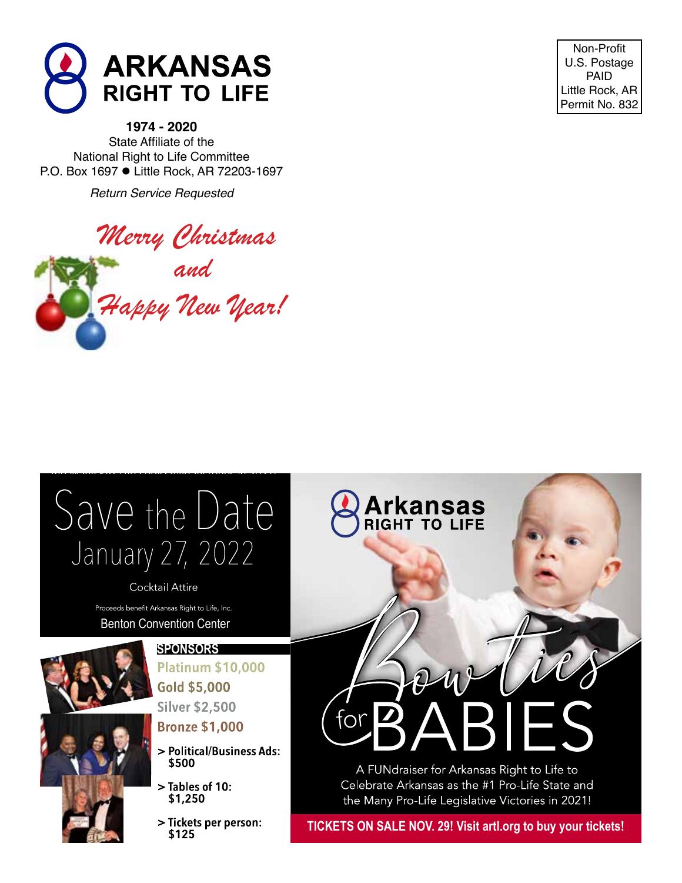# ARKANSAS RIGHT TO LIFE

**1974 - 2020**
State Affiliate of the
National Right to Life Committee
P.O. Box 1697 ● Little Rock, AR 72203-1697

*Return Service Requested*

Non-Profit
U.S. Postage
PAID
Little Rock, AR
Permit No. 832

*Merry Christmas and Happy New Year!*

# Save the Date
## January 27, 2022

Cocktail Attire

Proceeds benefit Arkansas Right to Life, Inc.

Benton Convention Center

**SPONSORS**

**Platinum $10,000**
**Gold $5,000**
**Silver $2,500**
**Bronze $1,000**

- **> Political/Business Ads: $500**
- **> Tables of 10: $1,250**
- **> Tickets per person: $125**

Arkansas RIGHT TO LIFE

# Bow ties for BABIES

A FUNdraiser for Arkansas Right to Life to Celebrate Arkansas as the #1 Pro-Life State and the Many Pro-Life Legislative Victories in 2021!

**TICKETS ON SALE NOV. 29! Visit artl.org to buy your tickets!**